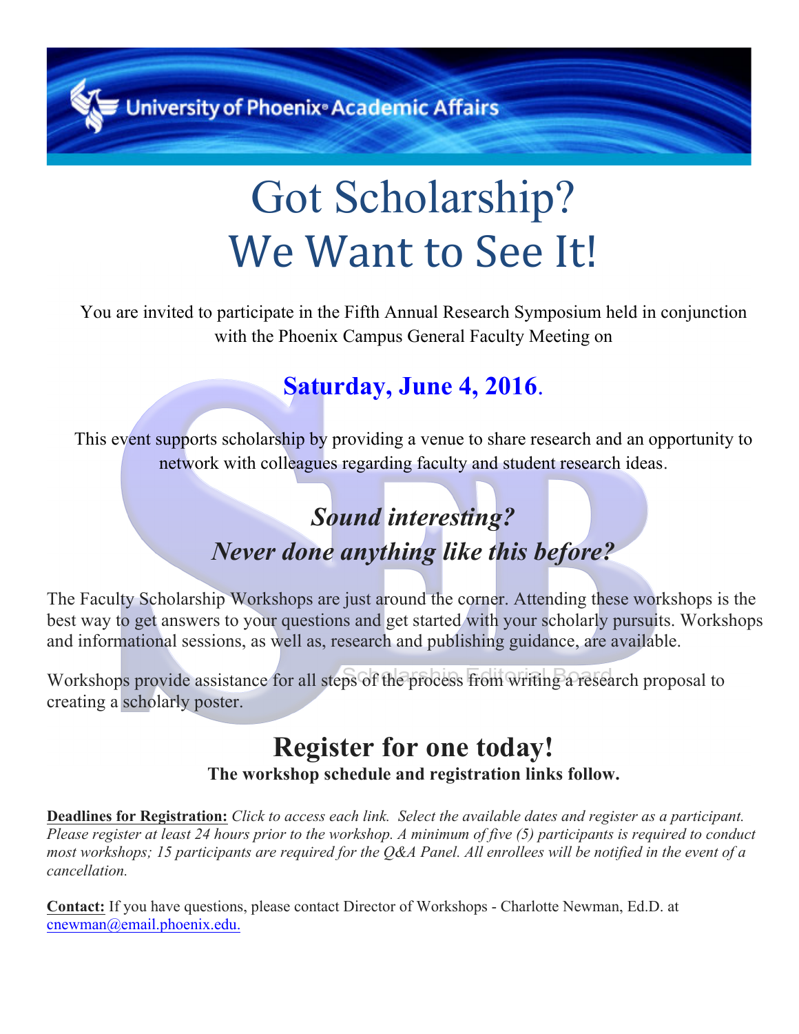University of Phoenix® Academic Affairs

# Got Scholarship?
# We Want to See It!

You are invited to participate in the Fifth Annual Research Symposium held in conjunction with the Phoenix Campus General Faculty Meeting on

## Saturday, June 4, 2016.

This event supports scholarship by providing a venue to share research and an opportunity to network with colleagues regarding faculty and student research ideas.

### *Sound interesting?*
### *Never done anything like this before?*

The Faculty Scholarship Workshops are just around the corner. Attending these workshops is the best way to get answers to your questions and get started with your scholarly pursuits. Workshops and informational sessions, as well as, research and publishing guidance, are available.

Workshops provide assistance for all steps of the process from writing a research proposal to creating a scholarly poster.

Scholarship Editorial Board

## Register for one today!

**The workshop schedule and registration links follow.**

**Deadlines for Registration:** *Click to access each link. Select the available dates and register as a participant. Please register at least 24 hours prior to the workshop. A minimum of five (5) participants is required to conduct most workshops; 15 participants are required for the Q&A Panel. All enrollees will be notified in the event of a cancellation.*

**Contact:** If you have questions, please contact Director of Workshops - Charlotte Newman, Ed.D. at cnewman@email.phoenix.edu.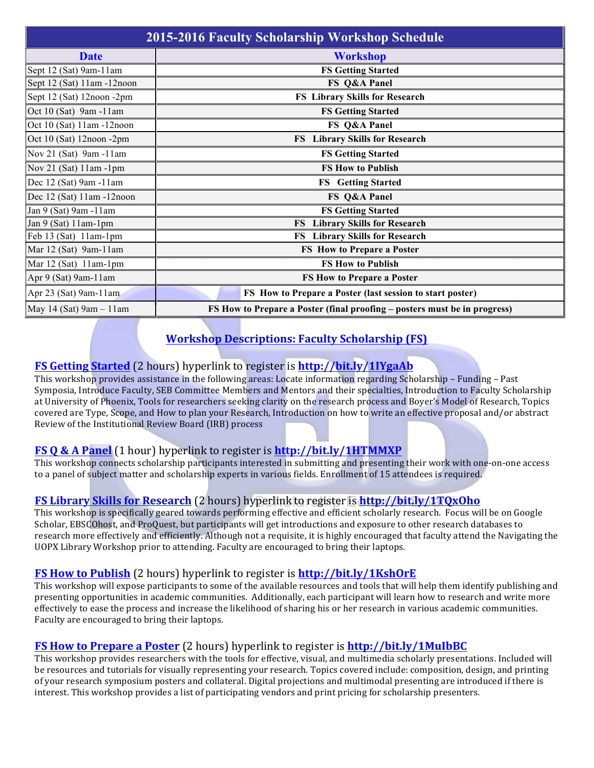| 2015-2016 Faculty Scholarship Workshop Schedule | |
|---|---|
| **Date** | **Workshop** |
| Sept 12 (Sat) 9am-11am | **FS Getting Started** |
| Sept 12 (Sat) 11am -12noon | **FS Q&A Panel** |
| Sept 12 (Sat) 12noon -2pm | **FS Library Skills for Research** |
| Oct 10 (Sat) 9am -11am | **FS Getting Started** |
| Oct 10 (Sat) 11am -12noon | **FS Q&A Panel** |
| Oct 10 (Sat) 12noon -2pm | **FS Library Skills for Research** |
| Nov 21 (Sat) 9am -11am | **FS Getting Started** |
| Nov 21 (Sat) 11am -1pm | **FS How to Publish** |
| Dec 12 (Sat) 9am -11am | **FS Getting Started** |
| Dec 12 (Sat) 11am -12noon | **FS Q&A Panel** |
| Jan 9 (Sat) 9am -11am | **FS Getting Started** |
| Jan 9 (Sat) 11am-1pm | **FS Library Skills for Research** |
| Feb 13 (Sat) 11am-1pm | **FS Library Skills for Research** |
| Mar 12 (Sat) 9am-11am | **FS How to Prepare a Poster** |
| Mar 12 (Sat) 11am-1pm | **FS How to Publish** |
| Apr 9 (Sat) 9am-11am | **FS How to Prepare a Poster** |
| Apr 23 (Sat) 9am-11am | **FS How to Prepare a Poster (last session to start poster)** |
| May 14 (Sat) 9am – 11am | **FS How to Prepare a Poster (final proofing – posters must be in progress)** |

## Workshop Descriptions: Faculty Scholarship (FS)

### FS Getting Started (2 hours) hyperlink to register is **http://bit.ly/1IYgaAb**

This workshop provides assistance in the following areas: Locate information regarding Scholarship – Funding – Past Symposia, Introduce Faculty, SEB Committee Members and Mentors and their specialties, Introduction to Faculty Scholarship at University of Phoenix, Tools for researchers seeking clarity on the research process and Boyer's Model of Research, Topics covered are Type, Scope, and How to plan your Research, Introduction on how to write an effective proposal and/or abstract Review of the Institutional Review Board (IRB) process

### FS Q & A Panel (1 hour) hyperlink to register is **http://bit.ly/1HTMMXP**

This workshop connects scholarship participants interested in submitting and presenting their work with one-on-one access to a panel of subject matter and scholarship experts in various fields. Enrollment of 15 attendees is required.

### FS Library Skills for Research (2 hours) hyperlink to register is **http://bit.ly/1TQxOho**

This workshop is specifically geared towards performing effective and efficient scholarly research. Focus will be on Google Scholar, EBSCOhost, and ProQuest, but participants will get introductions and exposure to other research databases to research more effectively and efficiently. Although not a requisite, it is highly encouraged that faculty attend the Navigating the UOPX Library Workshop prior to attending. Faculty are encouraged to bring their laptops.

### FS How to Publish (2 hours) hyperlink to register is **http://bit.ly/1KshOrE**

This workshop will expose participants to some of the available resources and tools that will help them identify publishing and presenting opportunities in academic communities. Additionally, each participant will learn how to research and write more effectively to ease the process and increase the likelihood of sharing his or her research in various academic communities. Faculty are encouraged to bring their laptops.

### FS How to Prepare a Poster (2 hours) hyperlink to register is **http://bit.ly/1MuIbBC**

This workshop provides researchers with the tools for effective, visual, and multimedia scholarly presentations. Included will be resources and tutorials for visually representing your research. Topics covered include: composition, design, and printing of your research symposium posters and collateral. Digital projections and multimodal presenting are introduced if there is interest. This workshop provides a list of participating vendors and print pricing for scholarship presenters.